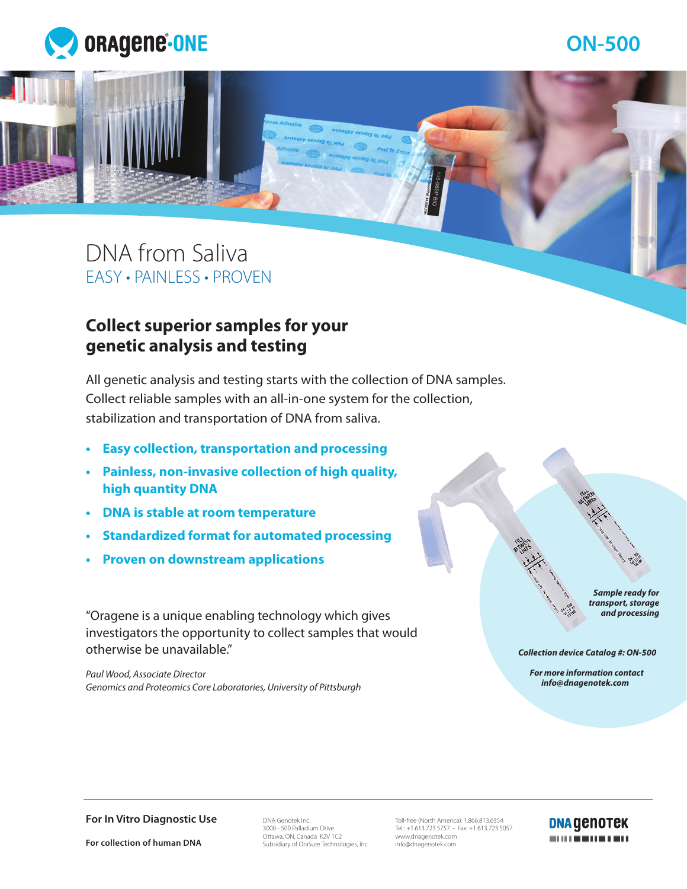ORAgene·ONE

ON-500

# DNA from Saliva

EASY • PAINLESS • PROVEN

## Collect superior samples for your genetic analysis and testing

All genetic analysis and testing starts with the collection of DNA samples. Collect reliable samples with an all-in-one system for the collection, stabilization and transportation of DNA from saliva.

- **Easy collection, transportation and processing**
- **Painless, non-invasive collection of high quality, high quantity DNA**
- **DNA is stable at room temperature**
- **Standardized format for automated processing**
- **Proven on downstream applications**

"Oragene is a unique enabling technology which gives investigators the opportunity to collect samples that would otherwise be unavailable."

*Paul Wood, Associate Director*
*Genomics and Proteomics Core Laboratories, University of Pittsburgh*

***Sample ready for transport, storage and processing***

***Collection device Catalog #: ON-500***

***For more information contact info@dnagenotek.com***

**For In Vitro Diagnostic Use**

**For collection of human DNA**

DNA Genotek Inc.
3000 - 500 Palladium Drive
Ottawa, ON, Canada K2V 1C2
Subsidiary of OraSure Technologies, Inc.

Toll-free (North America): 1.866.813.6354
Tel.: +1.613.723.5757 • Fax: +1.613.723.5057
www.dnagenotek.com
info@dnagenotek.com

DNA genotek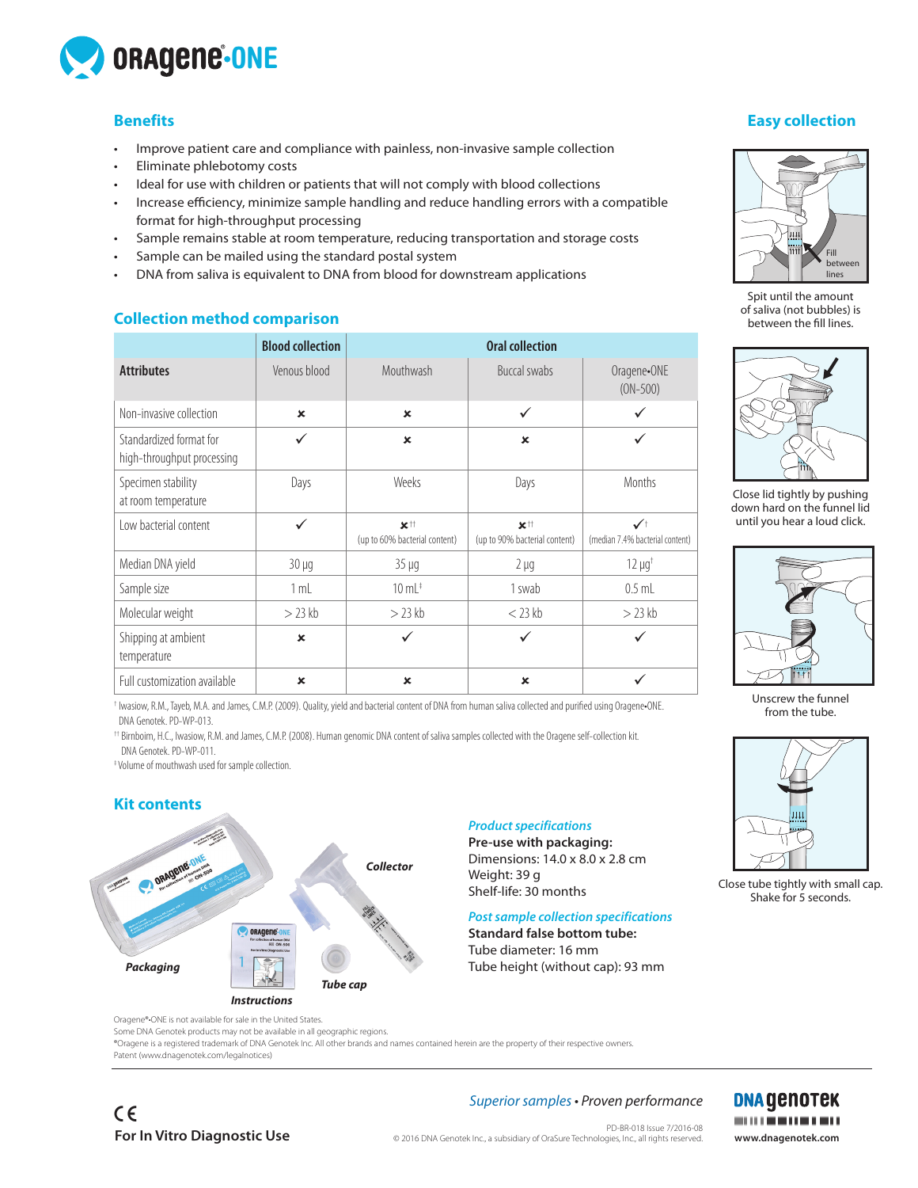## Benefits

- Improve patient care and compliance with painless, non-invasive sample collection
- Eliminate phlebotomy costs
- Ideal for use with children or patients that will not comply with blood collections
- Increase efficiency, minimize sample handling and reduce handling errors with a compatible format for high-throughput processing
- Sample remains stable at room temperature, reducing transportation and storage costs
- Sample can be mailed using the standard postal system
- DNA from saliva is equivalent to DNA from blood for downstream applications

## Collection method comparison

| | Blood collection | Oral collection | | |
|---|---|---|---|---|
| **Attributes** | Venous blood | Mouthwash | Buccal swabs | Oragene•ONE (ON-500) |
| Non-invasive collection | ✗ | ✗ | ✓ | ✓ |
| Standardized format for high-throughput processing | ✓ | ✗ | ✗ | ✓ |
| Specimen stability at room temperature | Days | Weeks | Days | Months |
| Low bacterial content | ✓ | ✗†† (up to 60% bacterial content) | ✗†† (up to 90% bacterial content) | ✓† (median 7.4% bacterial content) |
| Median DNA yield | 30 µg | 35 µg | 2 µg | 12 µg† |
| Sample size | 1 mL | 10 mL‡ | 1 swab | 0.5 mL |
| Molecular weight | > 23 kb | > 23 kb | < 23 kb | > 23 kb |
| Shipping at ambient temperature | ✗ | ✓ | ✓ | ✓ |
| Full customization available | ✗ | ✗ | ✗ | ✓ |

† Iwasiow, R.M., Tayeb, M.A. and James, C.M.P. (2009). Quality, yield and bacterial content of DNA from human saliva collected and purified using Oragene•ONE. DNA Genotek. PD-WP-013.

†† Birnboim, H.C., Iwasiow, R.M. and James, C.M.P. (2008). Human genomic DNA content of saliva samples collected with the Oragene self-collection kit. DNA Genotek. PD-WP-011.

‡ Volume of mouthwash used for sample collection.

## Kit contents

Packaging

Instructions

Collector

Tube cap

*Product specifications*

**Pre-use with packaging:**
Dimensions: 14.0 x 8.0 x 2.8 cm
Weight: 39 g
Shelf-life: 30 months

*Post sample collection specifications*

**Standard false bottom tube:**
Tube diameter: 16 mm
Tube height (without cap): 93 mm

## Easy collection

Fill between lines

Spit until the amount of saliva (not bubbles) is between the fill lines.

Close lid tightly by pushing down hard on the funnel lid until you hear a loud click.

Unscrew the funnel from the tube.

Close tube tightly with small cap. Shake for 5 seconds.

Oragene®•ONE is not available for sale in the United States.
Some DNA Genotek products may not be available in all geographic regions.
®Oragene is a registered trademark of DNA Genotek Inc. All other brands and names contained herein are the property of their respective owners.
Patent (www.dnagenotek.com/legalnotices)

CE

**For In Vitro Diagnostic Use**

*Superior samples* • *Proven performance*

PD-BR-018 Issue 7/2016-08
© 2016 DNA Genotek Inc., a subsidiary of OraSure Technologies, Inc., all rights reserved.

DNA genotek
www.dnagenotek.com